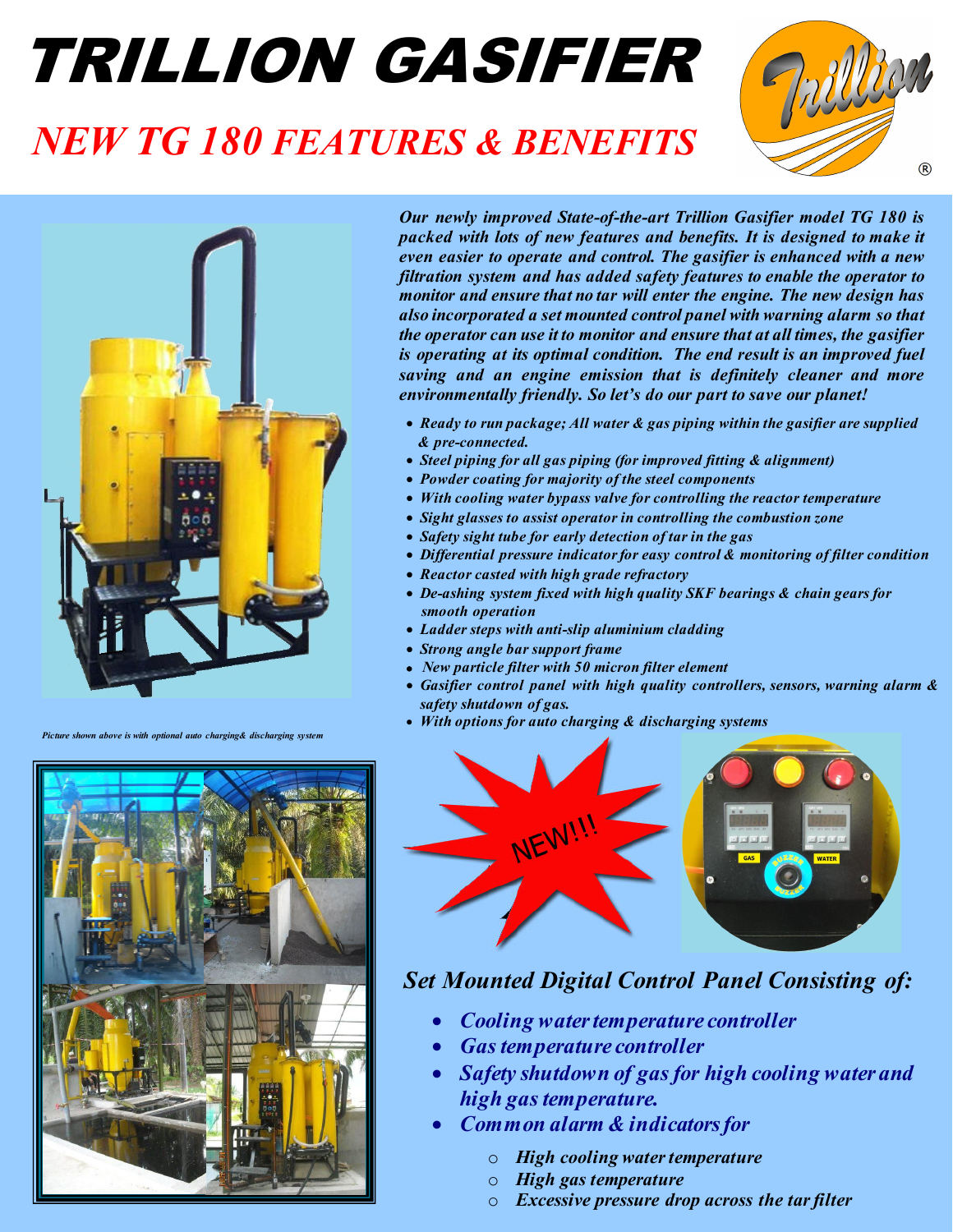# TRILLION GASIFIER

## NEW TG 180 FEATURES & BENEFITS

*Our newly improved State-of-the-art Trillion Gasifier model TG 180 is packed with lots of new features and benefits. It is designed to make it even easier to operate and control. The gasifier is enhanced with a new filtration system and has added safety features to enable the operator to monitor and ensure that no tar will enter the engine. The new design has also incorporated a set mounted control panel with warning alarm so that the operator can use it to monitor and ensure that at all times, the gasifier is operating at its optimal condition. The end result is an improved fuel saving and an engine emission that is definitely cleaner and more environmentally friendly. So let's do our part to save our planet!*

- *Ready to run package; All water & gas piping within the gasifier are supplied & pre-connected.*
- *Steel piping for all gas piping (for improved fitting & alignment)*
- *Powder coating for majority of the steel components*
- *With cooling water bypass valve for controlling the reactor temperature*
- *Sight glasses to assist operator in controlling the combustion zone*
- *Safety sight tube for early detection of tar in the gas*
- *Differential pressure indicator for easy control & monitoring of filter condition*
- *Reactor casted with high grade refractory*
- *De-ashing system fixed with high quality SKF bearings & chain gears for smooth operation*
- *Ladder steps with anti-slip aluminium cladding*
- *Strong angle bar support frame*
- *New particle filter with 50 micron filter element*
- *Gasifier control panel with high quality controllers, sensors, warning alarm & safety shutdown of gas.*
- *With options for auto charging & discharging systems*

*Picture shown above is with optional auto charging& discharging system*

NEW!!!

## Set Mounted Digital Control Panel Consisting of:

- *Cooling water temperature controller*
- *Gas temperature controller*
- *Safety shutdown of gas for high cooling water and high gas temperature.*
- *Common alarm & indicators for*
  - *High cooling water temperature*
  - *High gas temperature*
  - *Excessive pressure drop across the tar filter*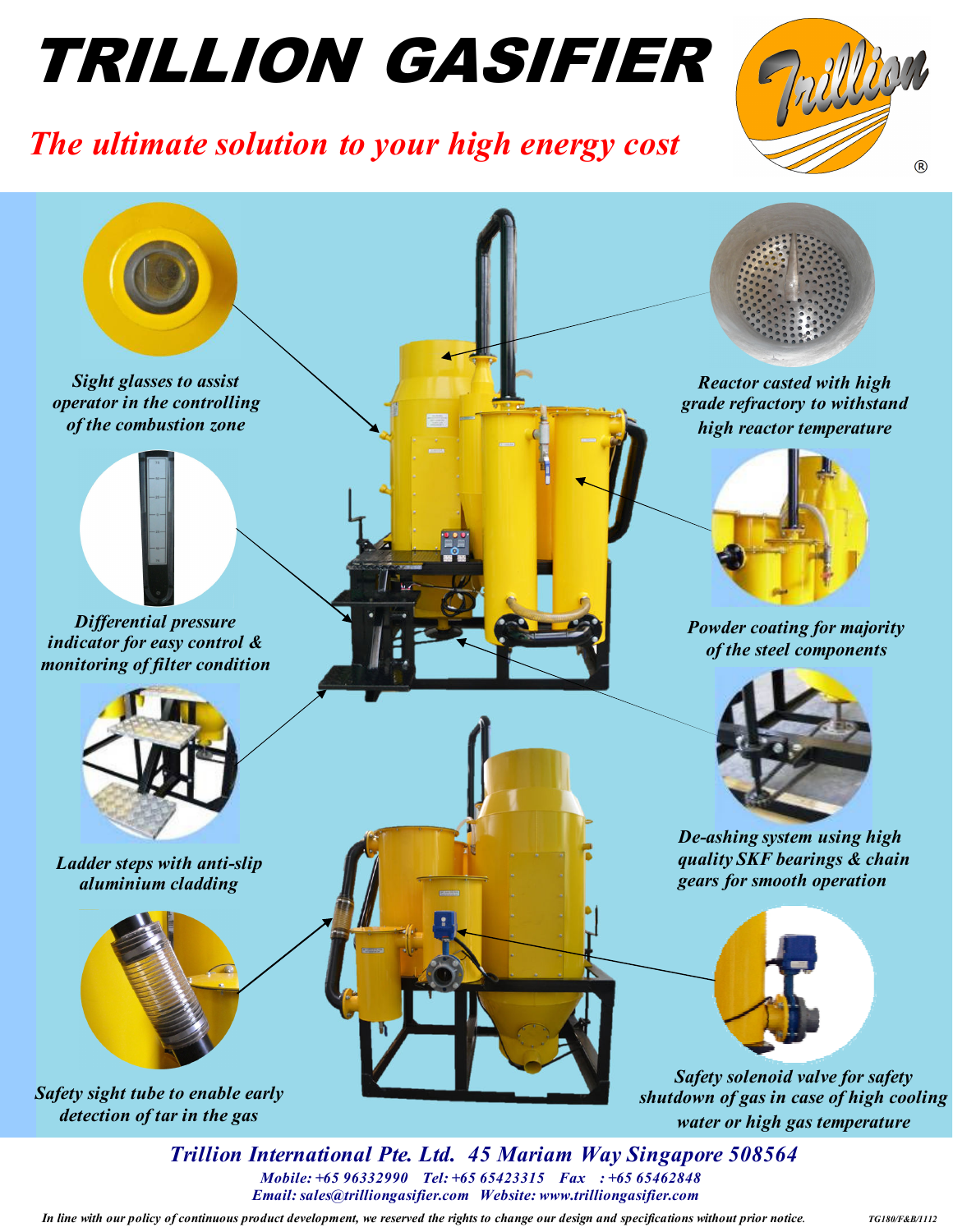# TRILLION GASIFIER

*The ultimate solution to your high energy cost*

*Sight glasses to assist operator in the controlling of the combustion zone*

*Reactor casted with high grade refractory to withstand high reactor temperature*

*Differential pressure indicator for easy control & monitoring of filter condition*

*Powder coating for majority of the steel components*

*Ladder steps with anti-slip aluminium cladding*

*De-ashing system using high quality SKF bearings & chain gears for smooth operation*

*Safety sight tube to enable early detection of tar in the gas*

*Safety solenoid valve for safety shutdown of gas in case of high cooling water or high gas temperature*

**Trillion International Pte. Ltd. 45 Mariam Way Singapore 508564**

Mobile: +65 96332990 Tel: +65 65423315 Fax : +65 65462848

Email: sales@trilliongasifier.com Website: www.trilliongasifier.com

*In line with our policy of continuous product development, we reserved the rights to change our design and specifications without prior notice.*

TG180/F&B/1112